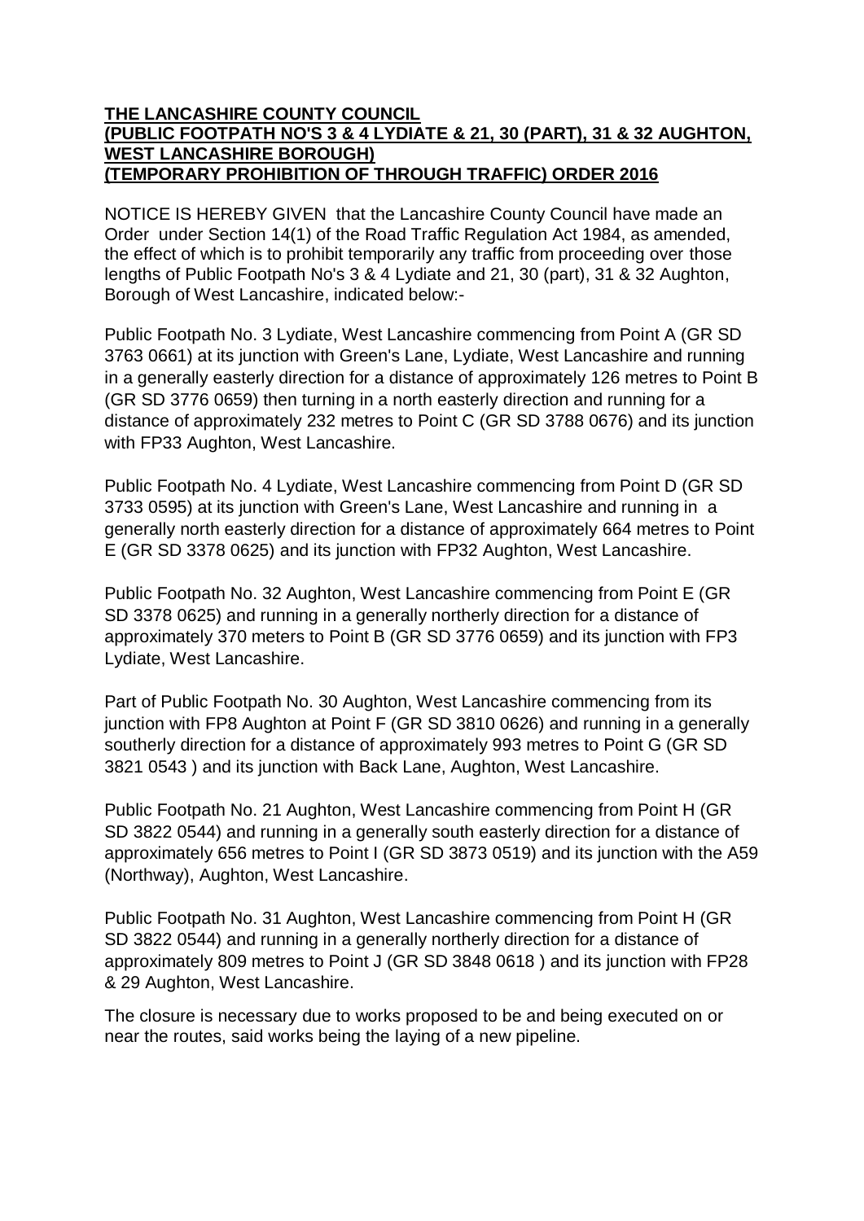**THE LANCASHIRE COUNTY COUNCIL**
**(PUBLIC FOOTPATH NO'S 3 & 4 LYDIATE & 21, 30 (PART), 31 & 32 AUGHTON, WEST LANCASHIRE BOROUGH)**
**(TEMPORARY PROHIBITION OF THROUGH TRAFFIC) ORDER 2016**

NOTICE IS HEREBY GIVEN that the Lancashire County Council have made an Order under Section 14(1) of the Road Traffic Regulation Act 1984, as amended, the effect of which is to prohibit temporarily any traffic from proceeding over those lengths of Public Footpath No's 3 & 4 Lydiate and 21, 30 (part), 31 & 32 Aughton, Borough of West Lancashire, indicated below:-

Public Footpath No. 3 Lydiate, West Lancashire commencing from Point A (GR SD 3763 0661) at its junction with Green's Lane, Lydiate, West Lancashire and running in a generally easterly direction for a distance of approximately 126 metres to Point B (GR SD 3776 0659) then turning in a north easterly direction and running for a distance of approximately 232 metres to Point C (GR SD 3788 0676) and its junction with FP33 Aughton, West Lancashire.

Public Footpath No. 4 Lydiate, West Lancashire commencing from Point D (GR SD 3733 0595) at its junction with Green's Lane, West Lancashire and running in a generally north easterly direction for a distance of approximately 664 metres to Point E (GR SD 3378 0625) and its junction with FP32 Aughton, West Lancashire.

Public Footpath No. 32 Aughton, West Lancashire commencing from Point E (GR SD 3378 0625) and running in a generally northerly direction for a distance of approximately 370 meters to Point B (GR SD 3776 0659) and its junction with FP3 Lydiate, West Lancashire.

Part of Public Footpath No. 30 Aughton, West Lancashire commencing from its junction with FP8 Aughton at Point F (GR SD 3810 0626) and running in a generally southerly direction for a distance of approximately 993 metres to Point G (GR SD 3821 0543 ) and its junction with Back Lane, Aughton, West Lancashire.

Public Footpath No. 21 Aughton, West Lancashire commencing from Point H (GR SD 3822 0544) and running in a generally south easterly direction for a distance of approximately 656 metres to Point I (GR SD 3873 0519) and its junction with the A59 (Northway), Aughton, West Lancashire.

Public Footpath No. 31 Aughton, West Lancashire commencing from Point H (GR SD 3822 0544) and running in a generally northerly direction for a distance of approximately 809 metres to Point J (GR SD 3848 0618 ) and its junction with FP28 & 29 Aughton, West Lancashire.

The closure is necessary due to works proposed to be and being executed on or near the routes, said works being the laying of a new pipeline.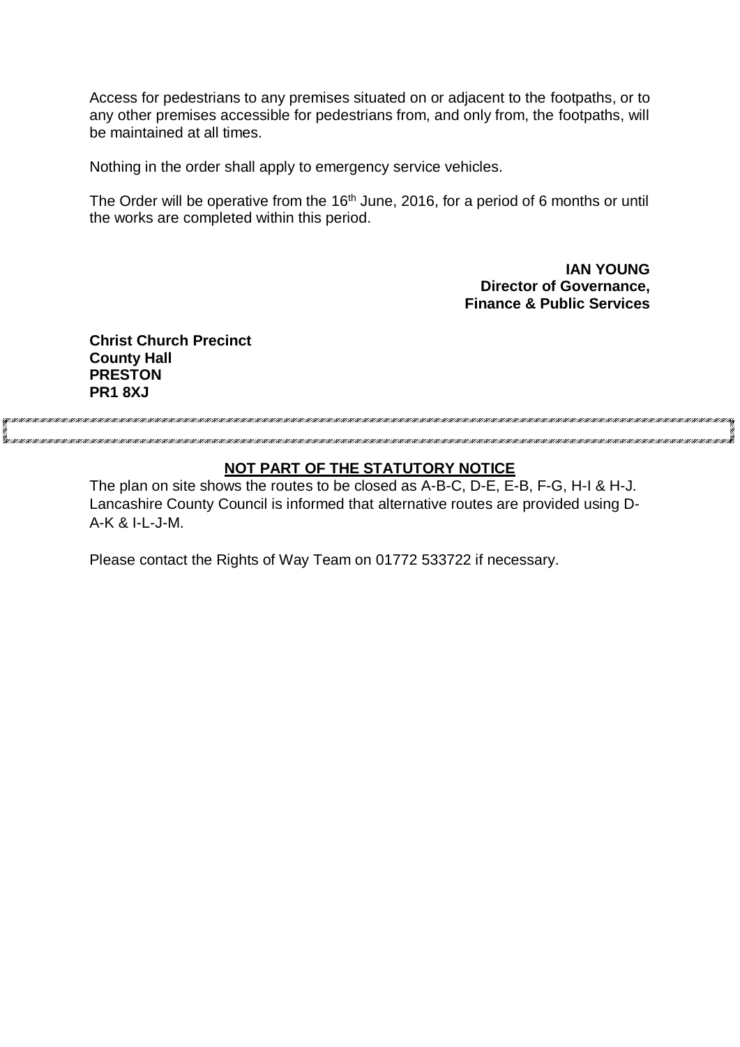Access for pedestrians to any premises situated on or adjacent to the footpaths, or to any other premises accessible for pedestrians from, and only from, the footpaths, will be maintained at all times.

Nothing in the order shall apply to emergency service vehicles.

The Order will be operative from the 16th June, 2016, for a period of 6 months or until the works are completed within this period.

**IAN YOUNG**
**Director of Governance,**
**Finance & Public Services**

**Christ Church Precinct**
**County Hall**
**PRESTON**
**PR1 8XJ**

---

**NOT PART OF THE STATUTORY NOTICE**

The plan on site shows the routes to be closed as A-B-C, D-E, E-B, F-G, H-I & H-J. Lancashire County Council is informed that alternative routes are provided using D-A-K & I-L-J-M.

Please contact the Rights of Way Team on 01772 533722 if necessary.